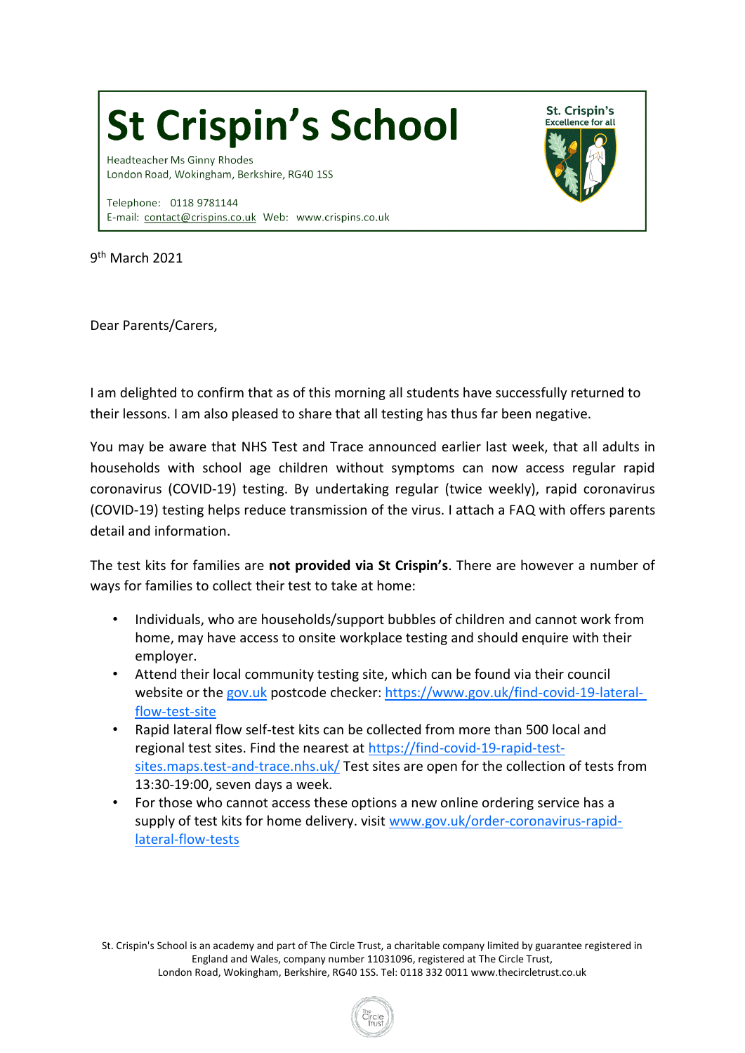# St Crispin's School

Headteacher Ms Ginny Rhodes
London Road, Wokingham, Berkshire, RG40 1SS

Telephone: 0118 9781144
E-mail: contact@crispins.co.uk Web: www.crispins.co.uk

St. Crispin's
Excellence for all

9th March 2021

Dear Parents/Carers,

I am delighted to confirm that as of this morning all students have successfully returned to their lessons. I am also pleased to share that all testing has thus far been negative.

You may be aware that NHS Test and Trace announced earlier last week, that all adults in households with school age children without symptoms can now access regular rapid coronavirus (COVID-19) testing. By undertaking regular (twice weekly), rapid coronavirus (COVID-19) testing helps reduce transmission of the virus. I attach a FAQ with offers parents detail and information.

The test kits for families are **not provided via St Crispin's**. There are however a number of ways for families to collect their test to take at home:

- Individuals, who are households/support bubbles of children and cannot work from home, may have access to onsite workplace testing and should enquire with their employer.
- Attend their local community testing site, which can be found via their council website or the gov.uk postcode checker: https://www.gov.uk/find-covid-19-lateral-flow-test-site
- Rapid lateral flow self-test kits can be collected from more than 500 local and regional test sites. Find the nearest at https://find-covid-19-rapid-test-sites.maps.test-and-trace.nhs.uk/ Test sites are open for the collection of tests from 13:30-19:00, seven days a week.
- For those who cannot access these options a new online ordering service has a supply of test kits for home delivery. visit www.gov.uk/order-coronavirus-rapid-lateral-flow-tests

St. Crispin's School is an academy and part of The Circle Trust, a charitable company limited by guarantee registered in England and Wales, company number 11031096, registered at The Circle Trust, London Road, Wokingham, Berkshire, RG40 1SS. Tel: 0118 332 0011 www.thecircletrust.co.uk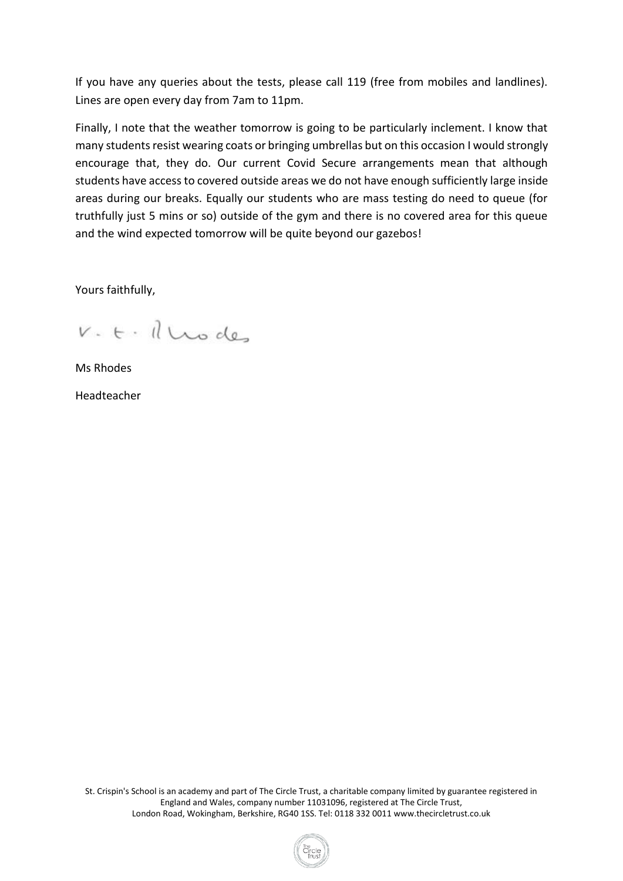If you have any queries about the tests, please call 119 (free from mobiles and landlines). Lines are open every day from 7am to 11pm.

Finally, I note that the weather tomorrow is going to be particularly inclement. I know that many students resist wearing coats or bringing umbrellas but on this occasion I would strongly encourage that, they do. Our current Covid Secure arrangements mean that although students have access to covered outside areas we do not have enough sufficiently large inside areas during our breaks. Equally our students who are mass testing do need to queue (for truthfully just 5 mins or so) outside of the gym and there is no covered area for this queue and the wind expected tomorrow will be quite beyond our gazebos!

Yours faithfully,

V. E. Rhodes

Ms Rhodes

Headteacher

St. Crispin's School is an academy and part of The Circle Trust, a charitable company limited by guarantee registered in England and Wales, company number 11031096, registered at The Circle Trust, London Road, Wokingham, Berkshire, RG40 1SS. Tel: 0118 332 0011 www.thecircletrust.co.uk